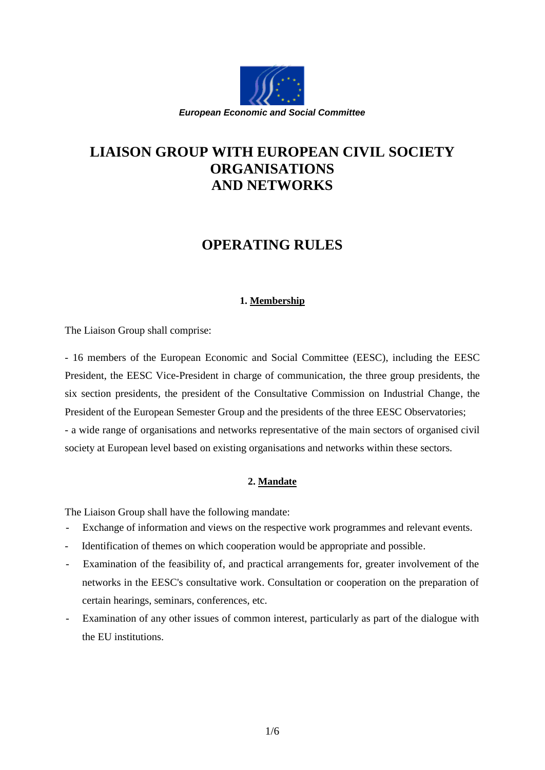*European Economic and Social Committee*

# LIAISON GROUP WITH EUROPEAN CIVIL SOCIETY ORGANISATIONS AND NETWORKS

# OPERATING RULES

## 1. Membership

The Liaison Group shall comprise:

- 16 members of the European Economic and Social Committee (EESC), including the EESC President, the EESC Vice-President in charge of communication, the three group presidents, the six section presidents, the president of the Consultative Commission on Industrial Change, the President of the European Semester Group and the presidents of the three EESC Observatories;
- a wide range of organisations and networks representative of the main sectors of organised civil society at European level based on existing organisations and networks within these sectors.

## 2. Mandate

The Liaison Group shall have the following mandate:

- Exchange of information and views on the respective work programmes and relevant events.
- Identification of themes on which cooperation would be appropriate and possible.
- Examination of the feasibility of, and practical arrangements for, greater involvement of the networks in the EESC's consultative work. Consultation or cooperation on the preparation of certain hearings, seminars, conferences, etc.
- Examination of any other issues of common interest, particularly as part of the dialogue with the EU institutions.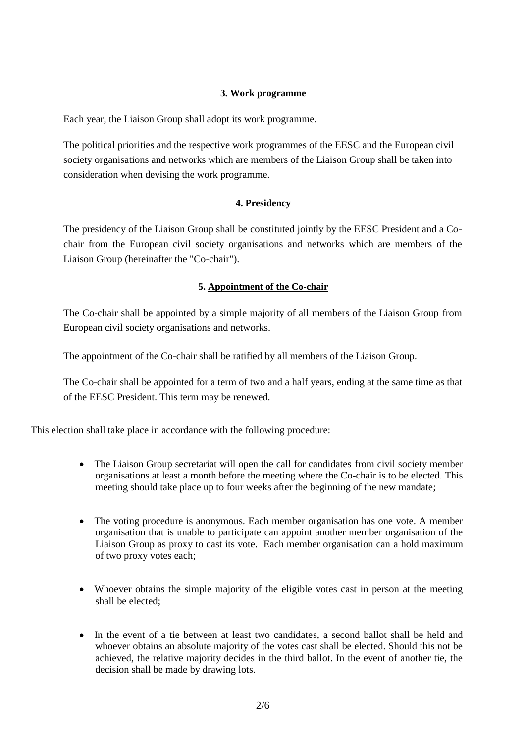### 3. Work programme

Each year, the Liaison Group shall adopt its work programme.

The political priorities and the respective work programmes of the EESC and the European civil society organisations and networks which are members of the Liaison Group shall be taken into consideration when devising the work programme.

### 4. Presidency

The presidency of the Liaison Group shall be constituted jointly by the EESC President and a Co-chair from the European civil society organisations and networks which are members of the Liaison Group (hereinafter the "Co-chair").

### 5. Appointment of the Co-chair

The Co-chair shall be appointed by a simple majority of all members of the Liaison Group from European civil society organisations and networks.

The appointment of the Co-chair shall be ratified by all members of the Liaison Group.

The Co-chair shall be appointed for a term of two and a half years, ending at the same time as that of the EESC President. This term may be renewed.

This election shall take place in accordance with the following procedure:

- The Liaison Group secretariat will open the call for candidates from civil society member organisations at least a month before the meeting where the Co-chair is to be elected. This meeting should take place up to four weeks after the beginning of the new mandate;

- The voting procedure is anonymous. Each member organisation has one vote. A member organisation that is unable to participate can appoint another member organisation of the Liaison Group as proxy to cast its vote. Each member organisation can a hold maximum of two proxy votes each;

- Whoever obtains the simple majority of the eligible votes cast in person at the meeting shall be elected;

- In the event of a tie between at least two candidates, a second ballot shall be held and whoever obtains an absolute majority of the votes cast shall be elected. Should this not be achieved, the relative majority decides in the third ballot. In the event of another tie, the decision shall be made by drawing lots.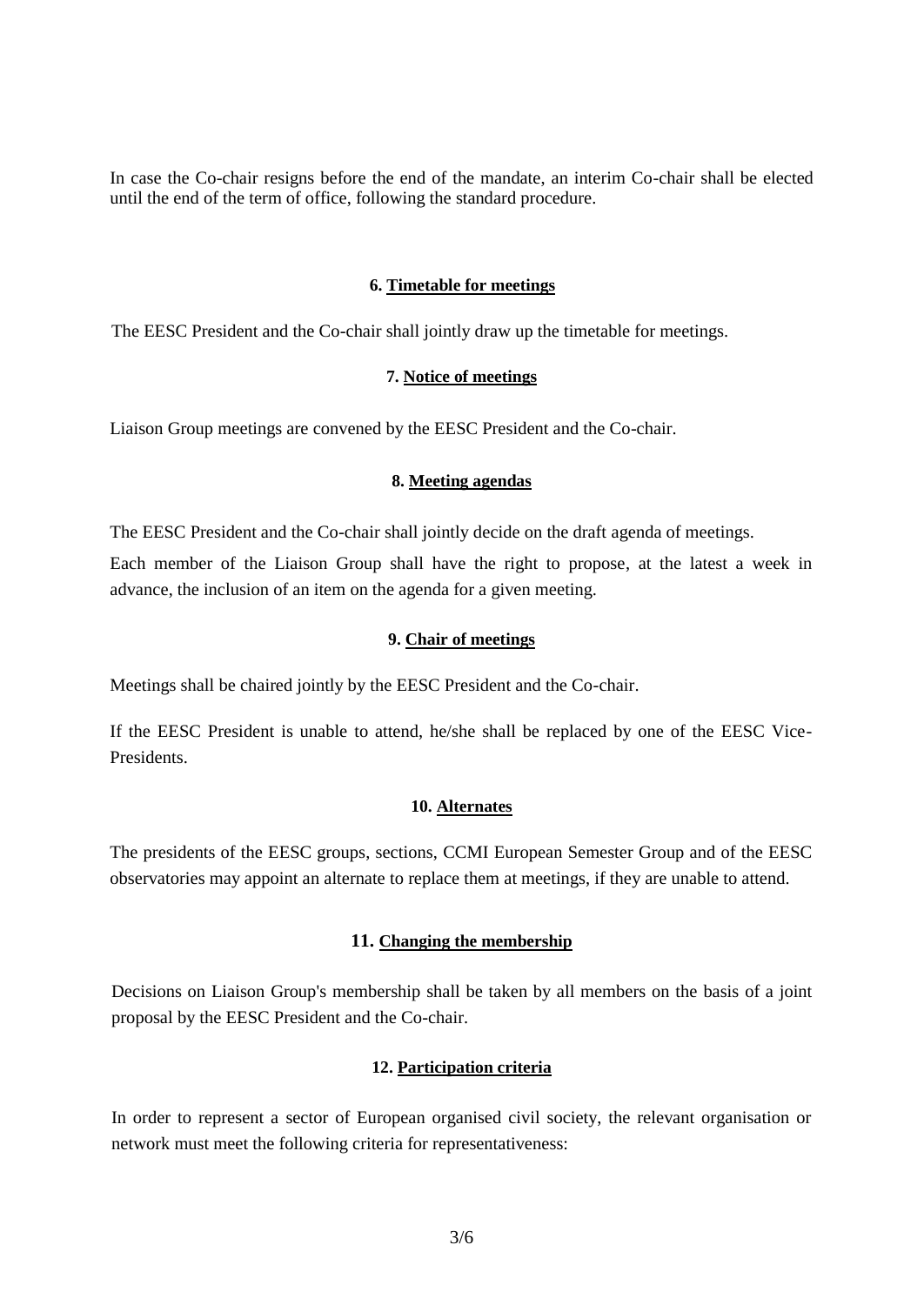In case the Co-chair resigns before the end of the mandate, an interim Co-chair shall be elected until the end of the term of office, following the standard procedure.

### 6. Timetable for meetings

The EESC President and the Co-chair shall jointly draw up the timetable for meetings.

### 7. Notice of meetings

Liaison Group meetings are convened by the EESC President and the Co-chair.

### 8. Meeting agendas

The EESC President and the Co-chair shall jointly decide on the draft agenda of meetings.

Each member of the Liaison Group shall have the right to propose, at the latest a week in advance, the inclusion of an item on the agenda for a given meeting.

### 9. Chair of meetings

Meetings shall be chaired jointly by the EESC President and the Co-chair.

If the EESC President is unable to attend, he/she shall be replaced by one of the EESC Vice-Presidents.

### 10. Alternates

The presidents of the EESC groups, sections, CCMI European Semester Group and of the EESC observatories may appoint an alternate to replace them at meetings, if they are unable to attend.

### 11. Changing the membership

Decisions on Liaison Group's membership shall be taken by all members on the basis of a joint proposal by the EESC President and the Co-chair.

### 12. Participation criteria

In order to represent a sector of European organised civil society, the relevant organisation or network must meet the following criteria for representativeness: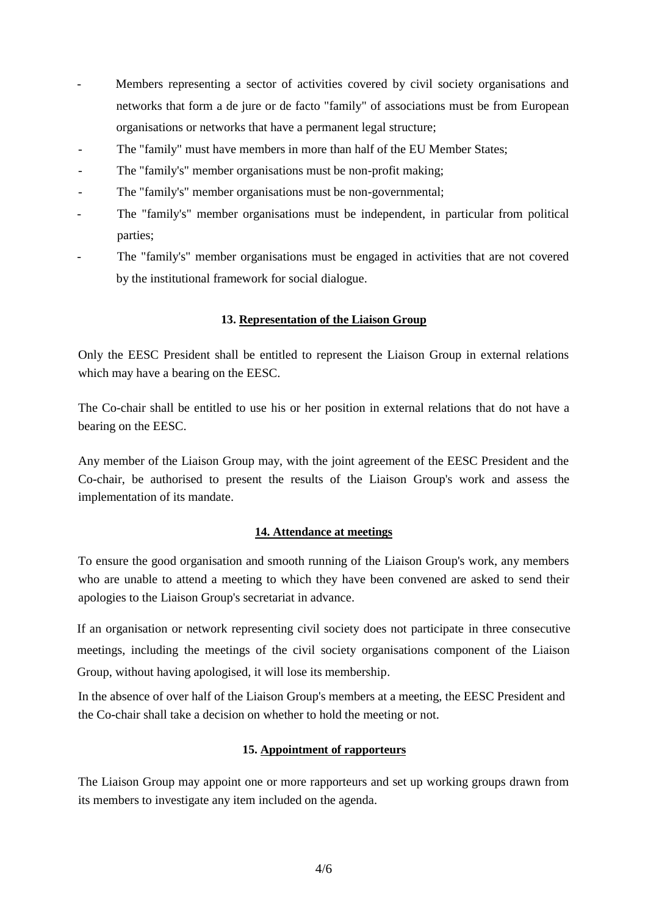- Members representing a sector of activities covered by civil society organisations and networks that form a de jure or de facto "family" of associations must be from European organisations or networks that have a permanent legal structure;
- The "family" must have members in more than half of the EU Member States;
- The "family's" member organisations must be non-profit making;
- The "family's" member organisations must be non-governmental;
- The "family's" member organisations must be independent, in particular from political parties;
- The "family's" member organisations must be engaged in activities that are not covered by the institutional framework for social dialogue.

### 13. Representation of the Liaison Group

Only the EESC President shall be entitled to represent the Liaison Group in external relations which may have a bearing on the EESC.

The Co-chair shall be entitled to use his or her position in external relations that do not have a bearing on the EESC.

Any member of the Liaison Group may, with the joint agreement of the EESC President and the Co-chair, be authorised to present the results of the Liaison Group's work and assess the implementation of its mandate.

### 14. Attendance at meetings

To ensure the good organisation and smooth running of the Liaison Group's work, any members who are unable to attend a meeting to which they have been convened are asked to send their apologies to the Liaison Group's secretariat in advance.

If an organisation or network representing civil society does not participate in three consecutive meetings, including the meetings of the civil society organisations component of the Liaison Group, without having apologised, it will lose its membership.

In the absence of over half of the Liaison Group's members at a meeting, the EESC President and the Co-chair shall take a decision on whether to hold the meeting or not.

### 15. Appointment of rapporteurs

The Liaison Group may appoint one or more rapporteurs and set up working groups drawn from its members to investigate any item included on the agenda.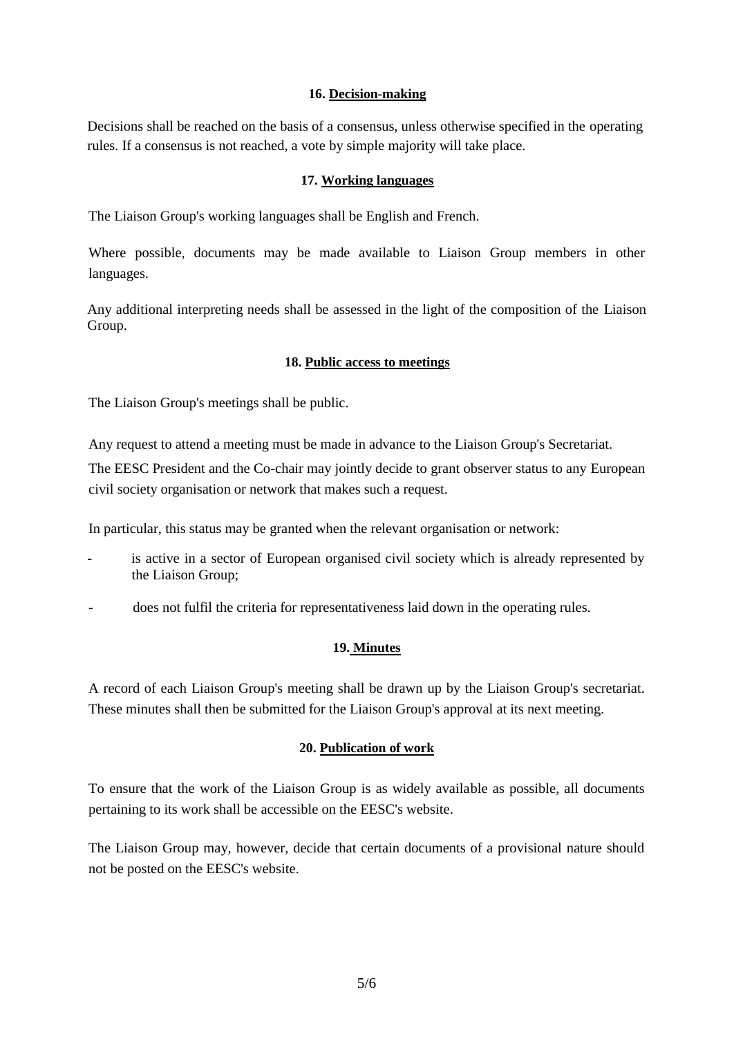### 16. Decision-making

Decisions shall be reached on the basis of a consensus, unless otherwise specified in the operating rules. If a consensus is not reached, a vote by simple majority will take place.

### 17. Working languages

The Liaison Group's working languages shall be English and French.

Where possible, documents may be made available to Liaison Group members in other languages.

Any additional interpreting needs shall be assessed in the light of the composition of the Liaison Group.

### 18. Public access to meetings

The Liaison Group's meetings shall be public.

Any request to attend a meeting must be made in advance to the Liaison Group's Secretariat.

The EESC President and the Co-chair may jointly decide to grant observer status to any European civil society organisation or network that makes such a request.

In particular, this status may be granted when the relevant organisation or network:

- is active in a sector of European organised civil society which is already represented by the Liaison Group;
- does not fulfil the criteria for representativeness laid down in the operating rules.

### 19. Minutes

A record of each Liaison Group's meeting shall be drawn up by the Liaison Group's secretariat. These minutes shall then be submitted for the Liaison Group's approval at its next meeting.

### 20. Publication of work

To ensure that the work of the Liaison Group is as widely available as possible, all documents pertaining to its work shall be accessible on the EESC's website.

The Liaison Group may, however, decide that certain documents of a provisional nature should not be posted on the EESC's website.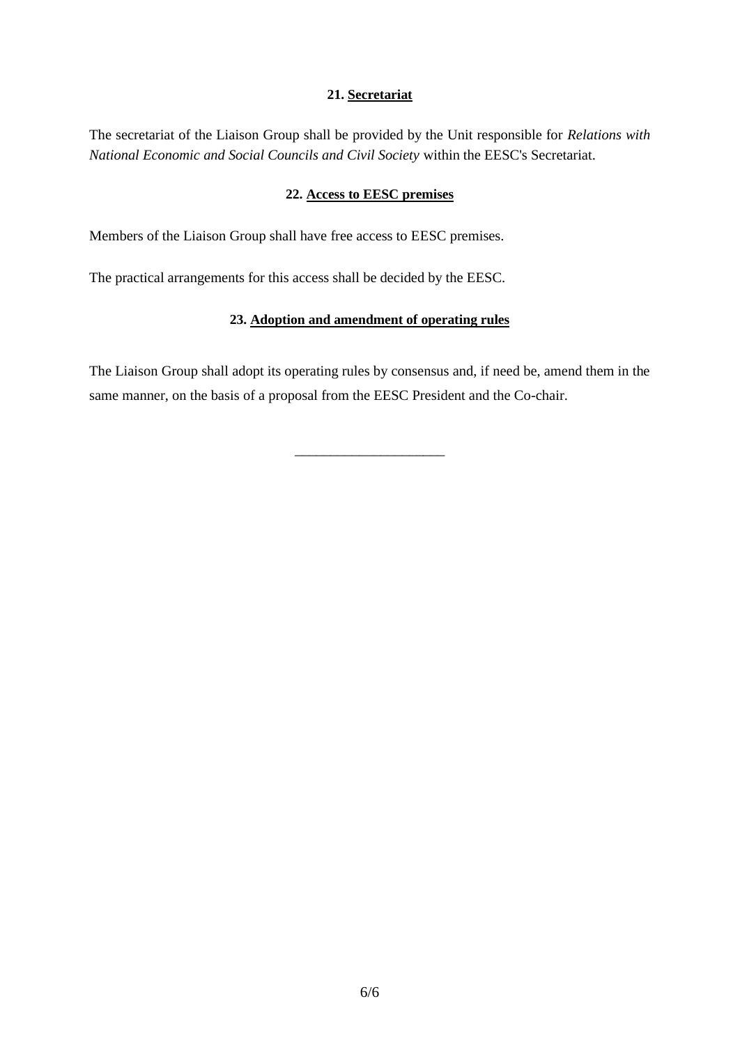**21. Secretariat**

The secretariat of the Liaison Group shall be provided by the Unit responsible for *Relations with National Economic and Social Councils and Civil Society* within the EESC's Secretariat.

**22. Access to EESC premises**

Members of the Liaison Group shall have free access to EESC premises.

The practical arrangements for this access shall be decided by the EESC.

**23. Adoption and amendment of operating rules**

The Liaison Group shall adopt its operating rules by consensus and, if need be, amend them in the same manner, on the basis of a proposal from the EESC President and the Co-chair.

_____________________